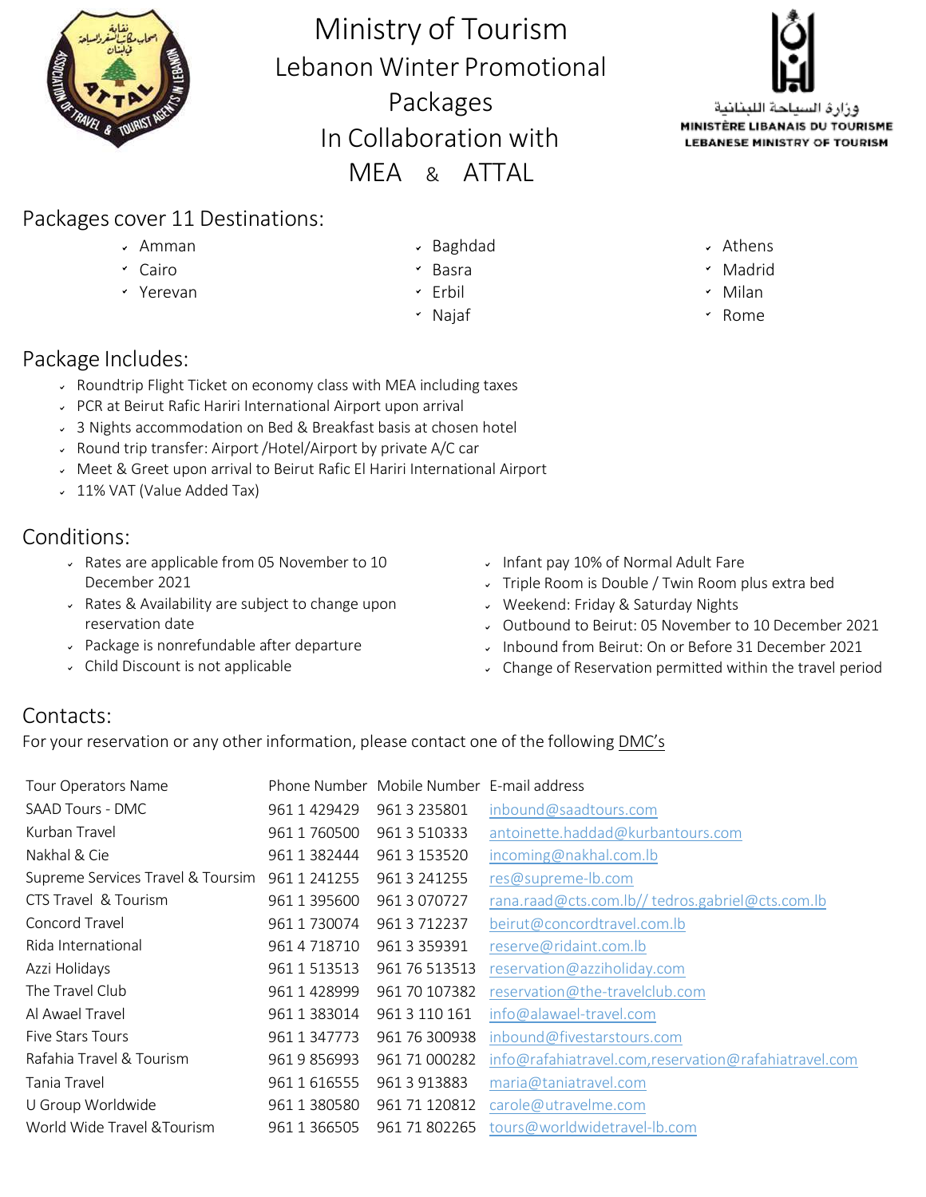# Ministry of Tourism Lebanon Winter Promotional Packages In Collaboration with MEA & ATTAL

وزارة السياحة اللبنانية
MINISTÈRE LIBANAIS DU TOURISME
LEBANESE MINISTRY OF TOURISM

## Packages cover 11 Destinations:

- Amman
- Cairo
- Yerevan
- Baghdad
- Basra
- Erbil
- Najaf
- Athens
- Madrid
- Milan
- Rome

## Package Includes:

- Roundtrip Flight Ticket on economy class with MEA including taxes
- PCR at Beirut Rafic Hariri International Airport upon arrival
- 3 Nights accommodation on Bed & Breakfast basis at chosen hotel
- Round trip transfer: Airport /Hotel/Airport by private A/C car
- Meet & Greet upon arrival to Beirut Rafic El Hariri International Airport
- 11% VAT (Value Added Tax)

## Conditions:

- Rates are applicable from 05 November to 10 December 2021
- Rates & Availability are subject to change upon reservation date
- Package is nonrefundable after departure
- Child Discount is not applicable
- Infant pay 10% of Normal Adult Fare
- Triple Room is Double / Twin Room plus extra bed
- Weekend: Friday & Saturday Nights
- Outbound to Beirut: 05 November to 10 December 2021
- Inbound from Beirut: On or Before 31 December 2021
- Change of Reservation permitted within the travel period

## Contacts:

For your reservation or any other information, please contact one of the following DMC's

| Tour Operators Name | Phone Number | Mobile Number | E-mail address |
|---|---|---|---|
| SAAD Tours - DMC | 961 1 429429 | 961 3 235801 | inbound@saadtours.com |
| Kurban Travel | 961 1 760500 | 961 3 510333 | antoinette.haddad@kurbantours.com |
| Nakhal & Cie | 961 1 382444 | 961 3 153520 | incoming@nakhal.com.lb |
| Supreme Services Travel & Toursim | 961 1 241255 | 961 3 241255 | res@supreme-lb.com |
| CTS Travel & Tourism | 961 1 395600 | 961 3 070727 | rana.raad@cts.com.lb// tedros.gabriel@cts.com.lb |
| Concord Travel | 961 1 730074 | 961 3 712237 | beirut@concordtravel.com.lb |
| Rida International | 961 4 718710 | 961 3 359391 | reserve@ridaint.com.lb |
| Azzi Holidays | 961 1 513513 | 961 76 513513 | reservation@azziholiday.com |
| The Travel Club | 961 1 428999 | 961 70 107382 | reservation@the-travelclub.com |
| Al Awael Travel | 961 1 383014 | 961 3 110 161 | info@alawael-travel.com |
| Five Stars Tours | 961 1 347773 | 961 76 300938 | inbound@fivestarstours.com |
| Rafahia Travel & Tourism | 961 9 856993 | 961 71 000282 | info@rafahiatravel.com,reservation@rafahiatravel.com |
| Tania Travel | 961 1 616555 | 961 3 913883 | maria@taniatravel.com |
| U Group Worldwide | 961 1 380580 | 961 71 120812 | carole@utravelme.com |
| World Wide Travel &Tourism | 961 1 366505 | 961 71 802265 | tours@worldwidetravel-lb.com |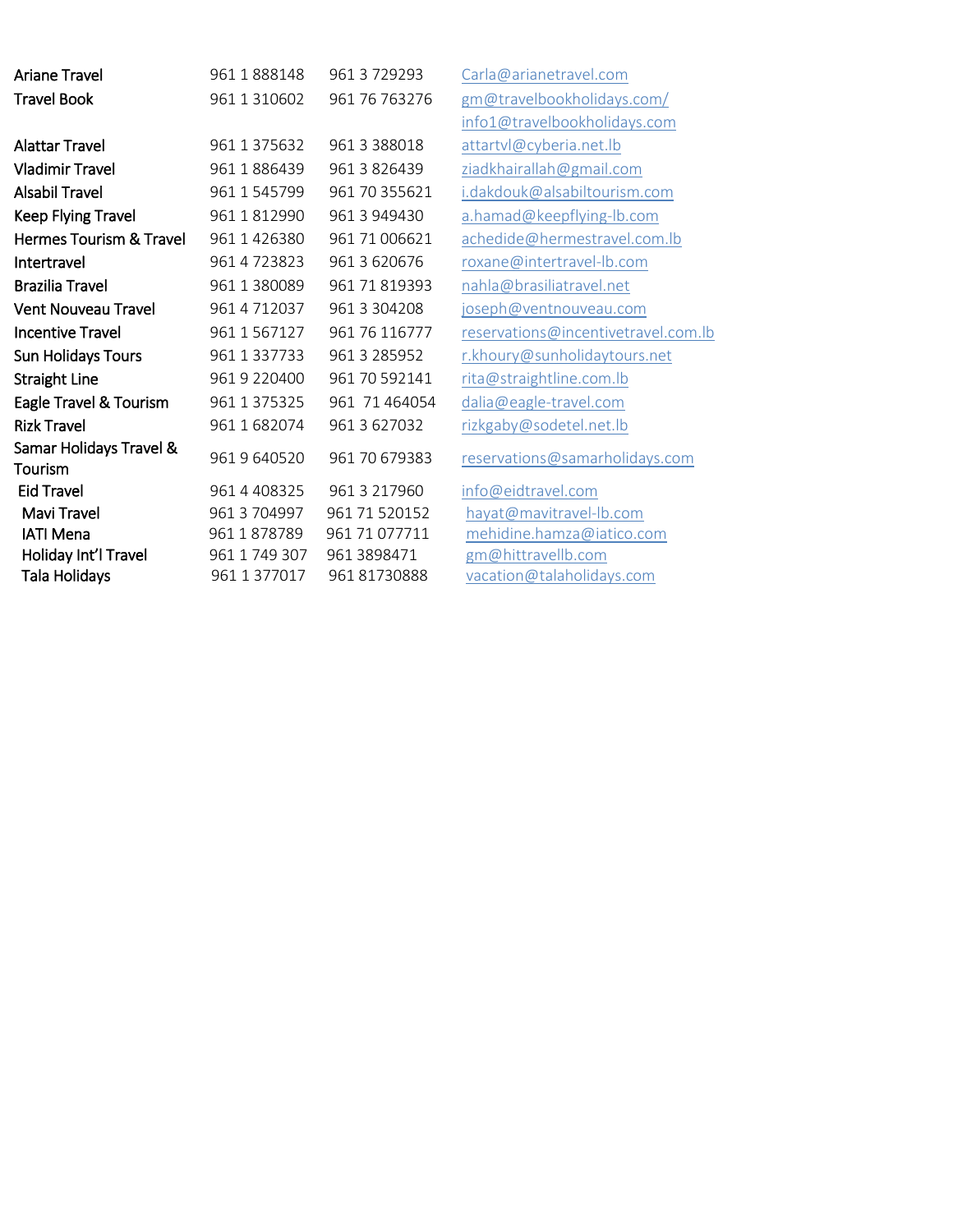| | | | |
|---|---|---|---|
| Ariane Travel | 961 1 888148 | 961 3 729293 | Carla@arianetravel.com |
| Travel Book | 961 1 310602 | 961 76 763276 | gm@travelbookholidays.com/ info1@travelbookholidays.com |
| Alattar Travel | 961 1 375632 | 961 3 388018 | attartvl@cyberia.net.lb |
| Vladimir Travel | 961 1 886439 | 961 3 826439 | ziadkhairallah@gmail.com |
| Alsabil Travel | 961 1 545799 | 961 70 355621 | i.dakdouk@alsabiltourism.com |
| Keep Flying Travel | 961 1 812990 | 961 3 949430 | a.hamad@keepflying-lb.com |
| Hermes Tourism & Travel | 961 1 426380 | 961 71 006621 | achedide@hermestravel.com.lb |
| Intertravel | 961 4 723823 | 961 3 620676 | roxane@intertravel-lb.com |
| Brazilia Travel | 961 1 380089 | 961 71 819393 | nahla@brasiliatravel.net |
| Vent Nouveau Travel | 961 4 712037 | 961 3 304208 | joseph@ventnouveau.com |
| Incentive Travel | 961 1 567127 | 961 76 116777 | reservations@incentivetravel.com.lb |
| Sun Holidays Tours | 961 1 337733 | 961 3 285952 | r.khoury@sunholidaytours.net |
| Straight Line | 961 9 220400 | 961 70 592141 | rita@straightline.com.lb |
| Eagle Travel & Tourism | 961 1 375325 | 961 71 464054 | dalia@eagle-travel.com |
| Rizk Travel | 961 1 682074 | 961 3 627032 | rizkgaby@sodetel.net.lb |
| Samar Holidays Travel & Tourism | 961 9 640520 | 961 70 679383 | reservations@samarholidays.com |
| Eid Travel | 961 4 408325 | 961 3 217960 | info@eidtravel.com |
| Mavi Travel | 961 3 704997 | 961 71 520152 | hayat@mavitravel-lb.com |
| IATI Mena | 961 1 878789 | 961 71 077711 | mehidine.hamza@iatico.com |
| Holiday Int'l Travel | 961 1 749 307 | 961 3898471 | gm@hittravellb.com |
| Tala Holidays | 961 1 377017 | 961 81730888 | vacation@talaholidays.com |